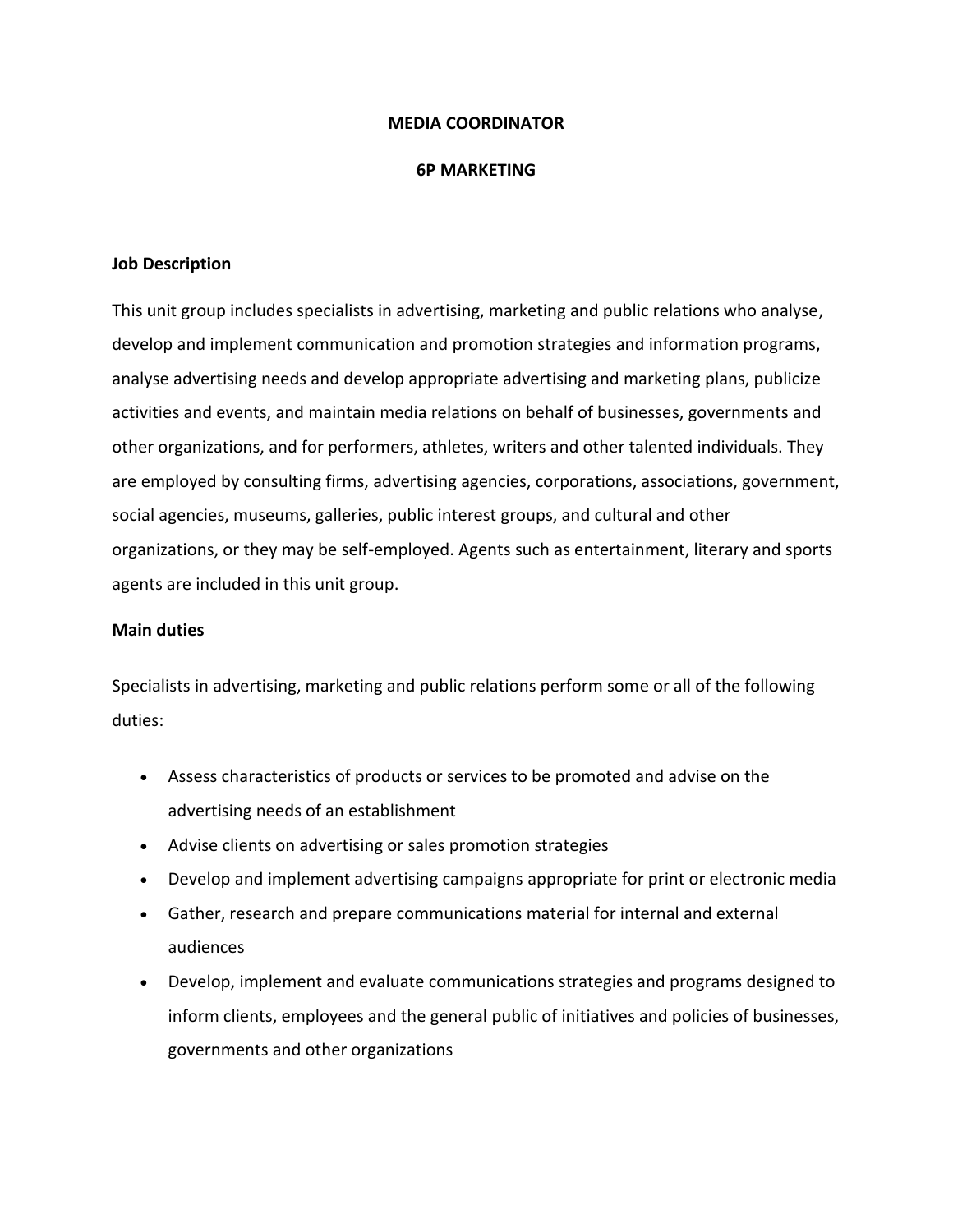# MEDIA COORDINATOR

## 6P MARKETING

**Job Description**

This unit group includes specialists in advertising, marketing and public relations who analyse, develop and implement communication and promotion strategies and information programs, analyse advertising needs and develop appropriate advertising and marketing plans, publicize activities and events, and maintain media relations on behalf of businesses, governments and other organizations, and for performers, athletes, writers and other talented individuals. They are employed by consulting firms, advertising agencies, corporations, associations, government, social agencies, museums, galleries, public interest groups, and cultural and other organizations, or they may be self-employed. Agents such as entertainment, literary and sports agents are included in this unit group.

**Main duties**

Specialists in advertising, marketing and public relations perform some or all of the following duties:

- Assess characteristics of products or services to be promoted and advise on the advertising needs of an establishment
- Advise clients on advertising or sales promotion strategies
- Develop and implement advertising campaigns appropriate for print or electronic media
- Gather, research and prepare communications material for internal and external audiences
- Develop, implement and evaluate communications strategies and programs designed to inform clients, employees and the general public of initiatives and policies of businesses, governments and other organizations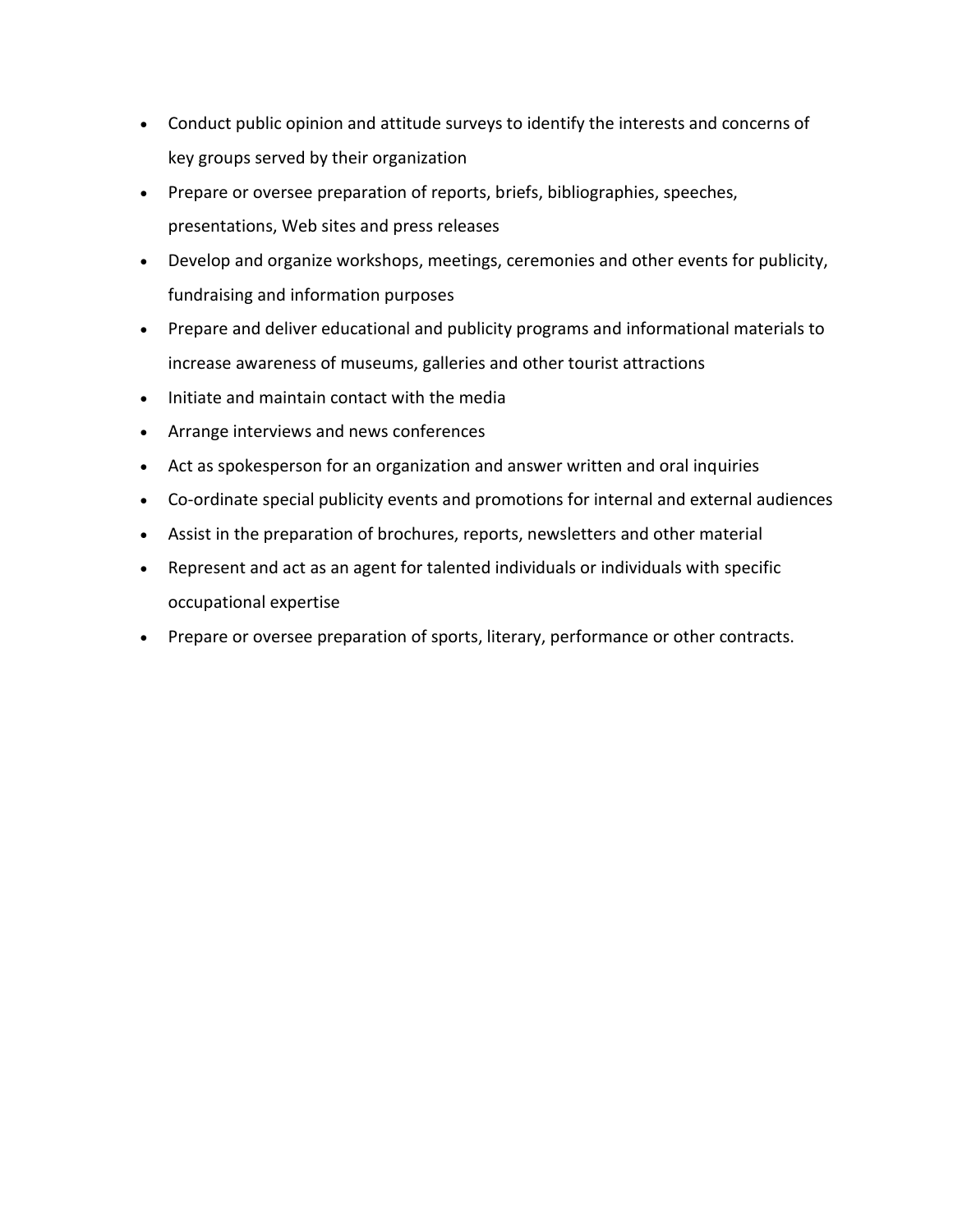- Conduct public opinion and attitude surveys to identify the interests and concerns of key groups served by their organization
- Prepare or oversee preparation of reports, briefs, bibliographies, speeches, presentations, Web sites and press releases
- Develop and organize workshops, meetings, ceremonies and other events for publicity, fundraising and information purposes
- Prepare and deliver educational and publicity programs and informational materials to increase awareness of museums, galleries and other tourist attractions
- Initiate and maintain contact with the media
- Arrange interviews and news conferences
- Act as spokesperson for an organization and answer written and oral inquiries
- Co-ordinate special publicity events and promotions for internal and external audiences
- Assist in the preparation of brochures, reports, newsletters and other material
- Represent and act as an agent for talented individuals or individuals with specific occupational expertise
- Prepare or oversee preparation of sports, literary, performance or other contracts.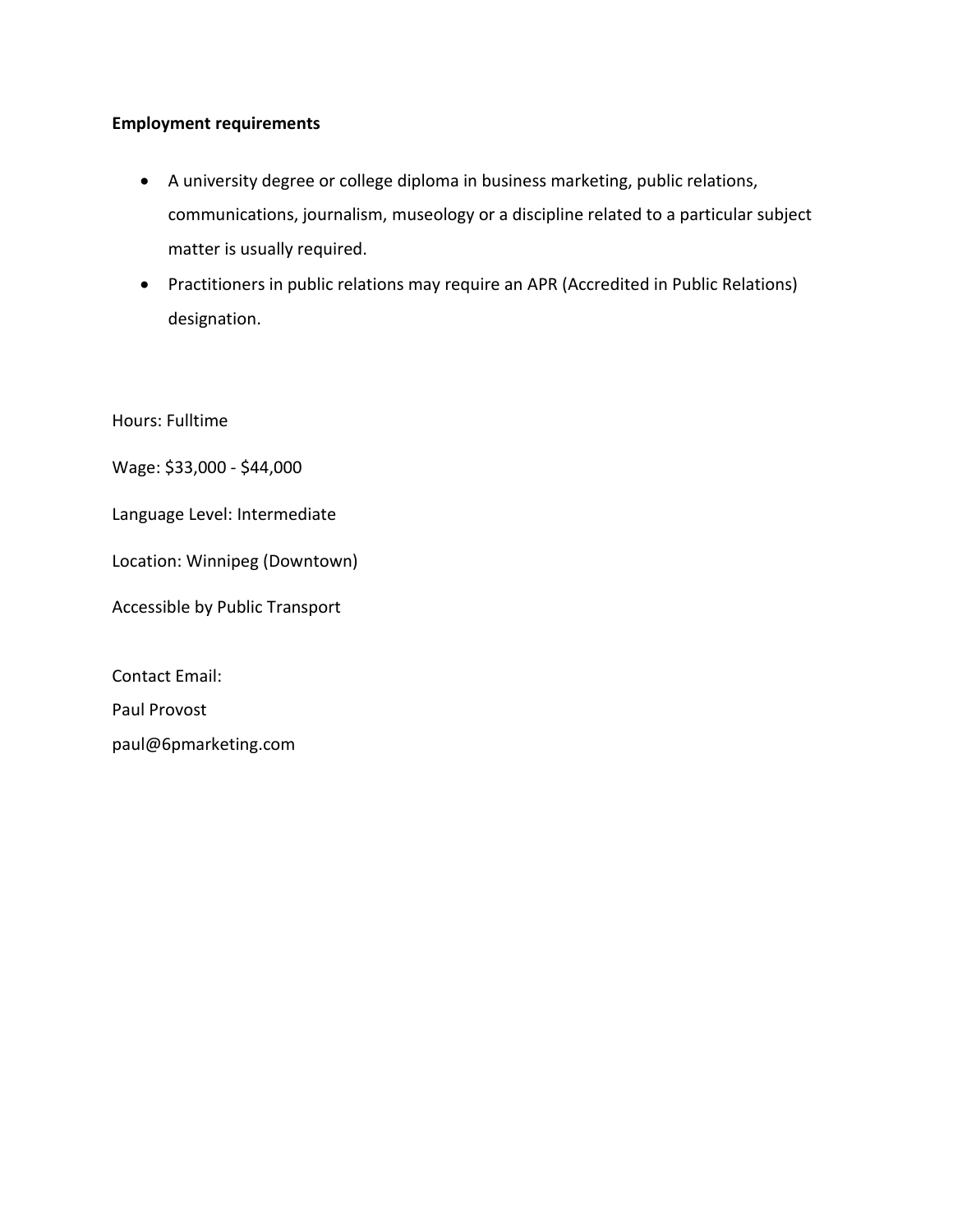**Employment requirements**

- A university degree or college diploma in business marketing, public relations, communications, journalism, museology or a discipline related to a particular subject matter is usually required.
- Practitioners in public relations may require an APR (Accredited in Public Relations) designation.

Hours: Fulltime

Wage: $33,000 - $44,000

Language Level: Intermediate

Location: Winnipeg (Downtown)

Accessible by Public Transport

Contact Email:

Paul Provost

paul@6pmarketing.com